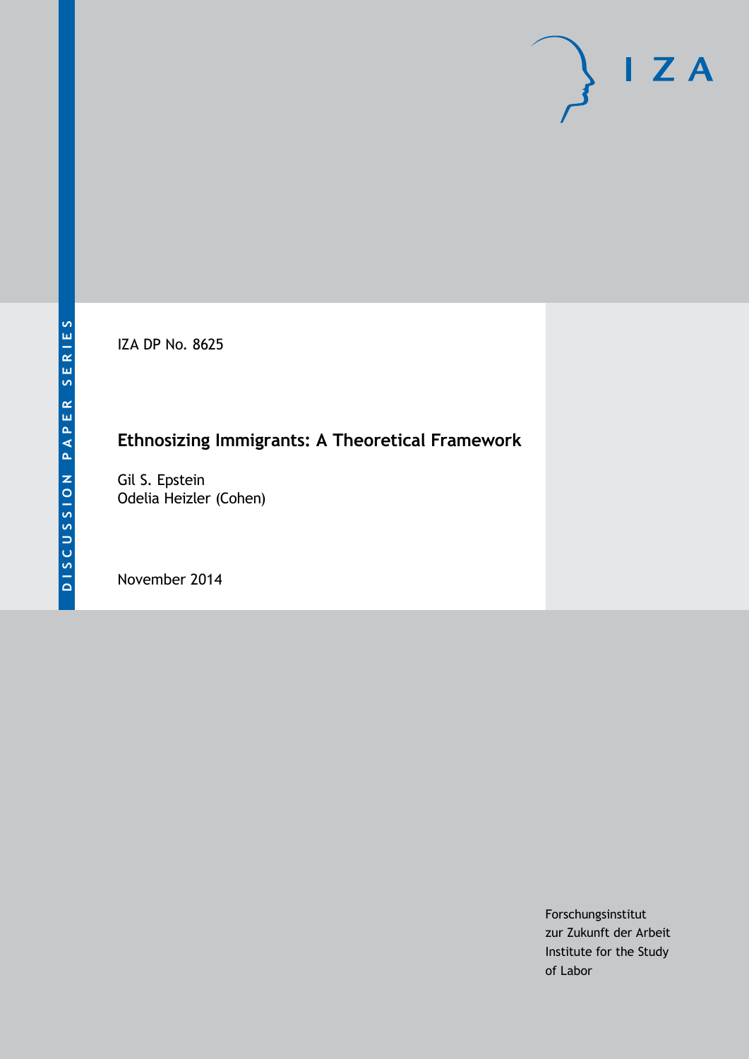DISCUSSION PAPER SERIES

IZA

IZA DP No. 8625

# Ethnosizing Immigrants: A Theoretical Framework

Gil S. Epstein
Odelia Heizler (Cohen)

November 2014

Forschungsinstitut
zur Zukunft der Arbeit
Institute for the Study
of Labor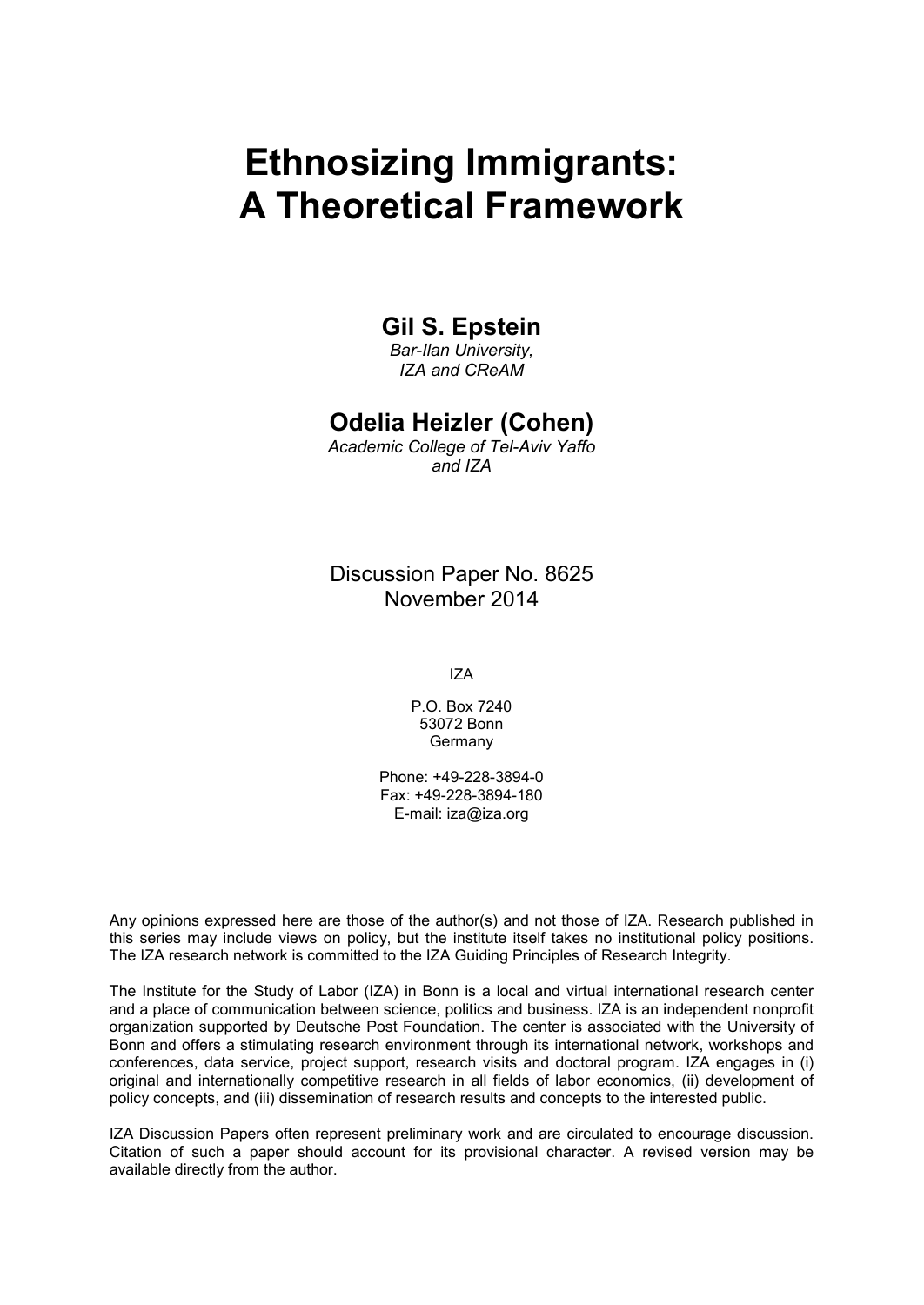# Ethnosizing Immigrants: A Theoretical Framework

**Gil S. Epstein**
*Bar-Ilan University,*
*IZA and CReAM*

**Odelia Heizler (Cohen)**
*Academic College of Tel-Aviv Yaffo*
*and IZA*

Discussion Paper No. 8625
November 2014

IZA

P.O. Box 7240
53072 Bonn
Germany

Phone: +49-228-3894-0
Fax: +49-228-3894-180
E-mail: iza@iza.org

Any opinions expressed here are those of the author(s) and not those of IZA. Research published in this series may include views on policy, but the institute itself takes no institutional policy positions. The IZA research network is committed to the IZA Guiding Principles of Research Integrity.

The Institute for the Study of Labor (IZA) in Bonn is a local and virtual international research center and a place of communication between science, politics and business. IZA is an independent nonprofit organization supported by Deutsche Post Foundation. The center is associated with the University of Bonn and offers a stimulating research environment through its international network, workshops and conferences, data service, project support, research visits and doctoral program. IZA engages in (i) original and internationally competitive research in all fields of labor economics, (ii) development of policy concepts, and (iii) dissemination of research results and concepts to the interested public.

IZA Discussion Papers often represent preliminary work and are circulated to encourage discussion. Citation of such a paper should account for its provisional character. A revised version may be available directly from the author.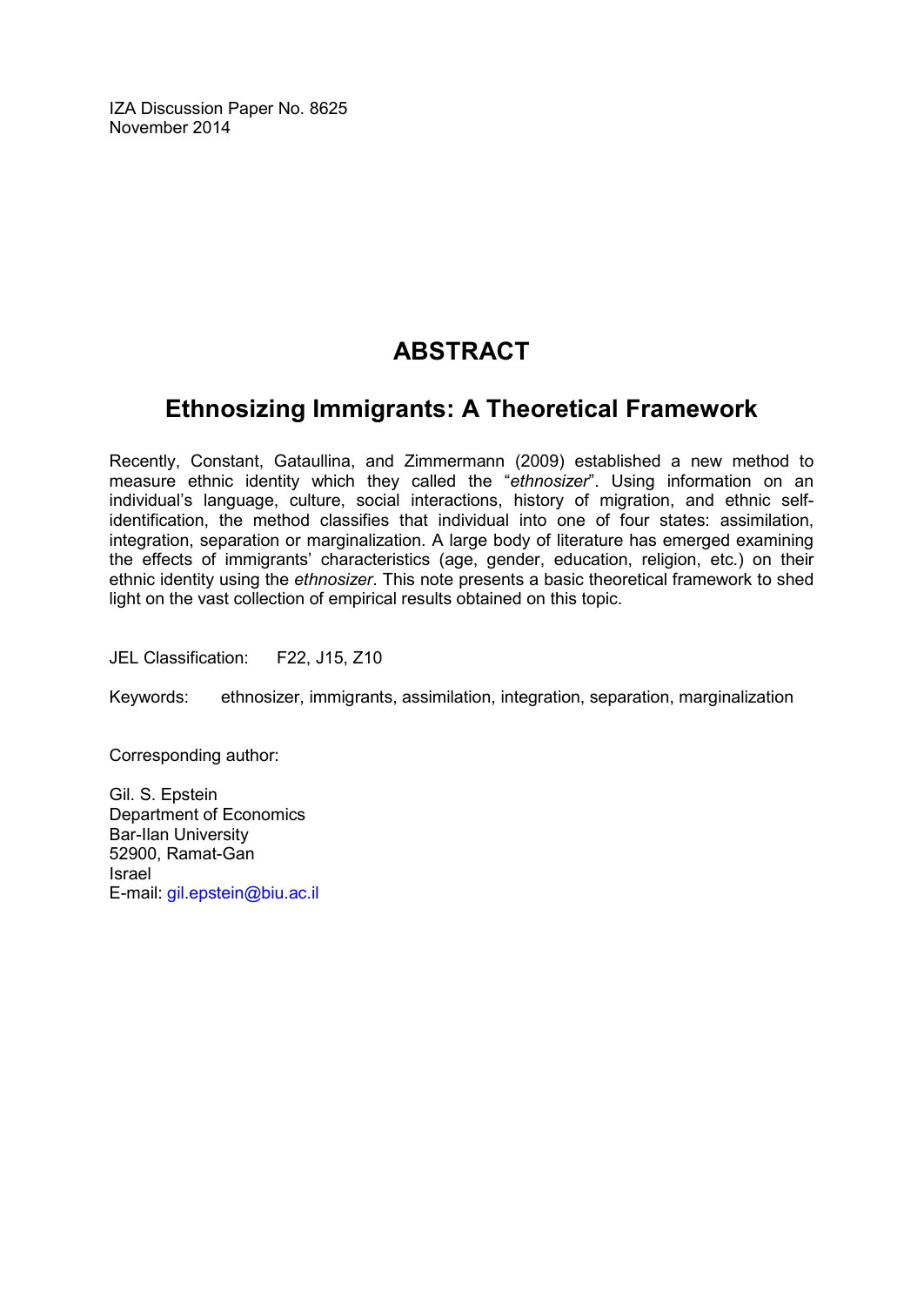IZA Discussion Paper No. 8625
November 2014

# ABSTRACT

## Ethnosizing Immigrants: A Theoretical Framework

Recently, Constant, Gataullina, and Zimmermann (2009) established a new method to measure ethnic identity which they called the "*ethnosizer*". Using information on an individual's language, culture, social interactions, history of migration, and ethnic self-identification, the method classifies that individual into one of four states: assimilation, integration, separation or marginalization. A large body of literature has emerged examining the effects of immigrants' characteristics (age, gender, education, religion, etc.) on their ethnic identity using the *ethnosizer*. This note presents a basic theoretical framework to shed light on the vast collection of empirical results obtained on this topic.

JEL Classification: F22, J15, Z10

Keywords: ethnosizer, immigrants, assimilation, integration, separation, marginalization

Corresponding author:

Gil. S. Epstein
Department of Economics
Bar-Ilan University
52900, Ramat-Gan
Israel
E-mail: gil.epstein@biu.ac.il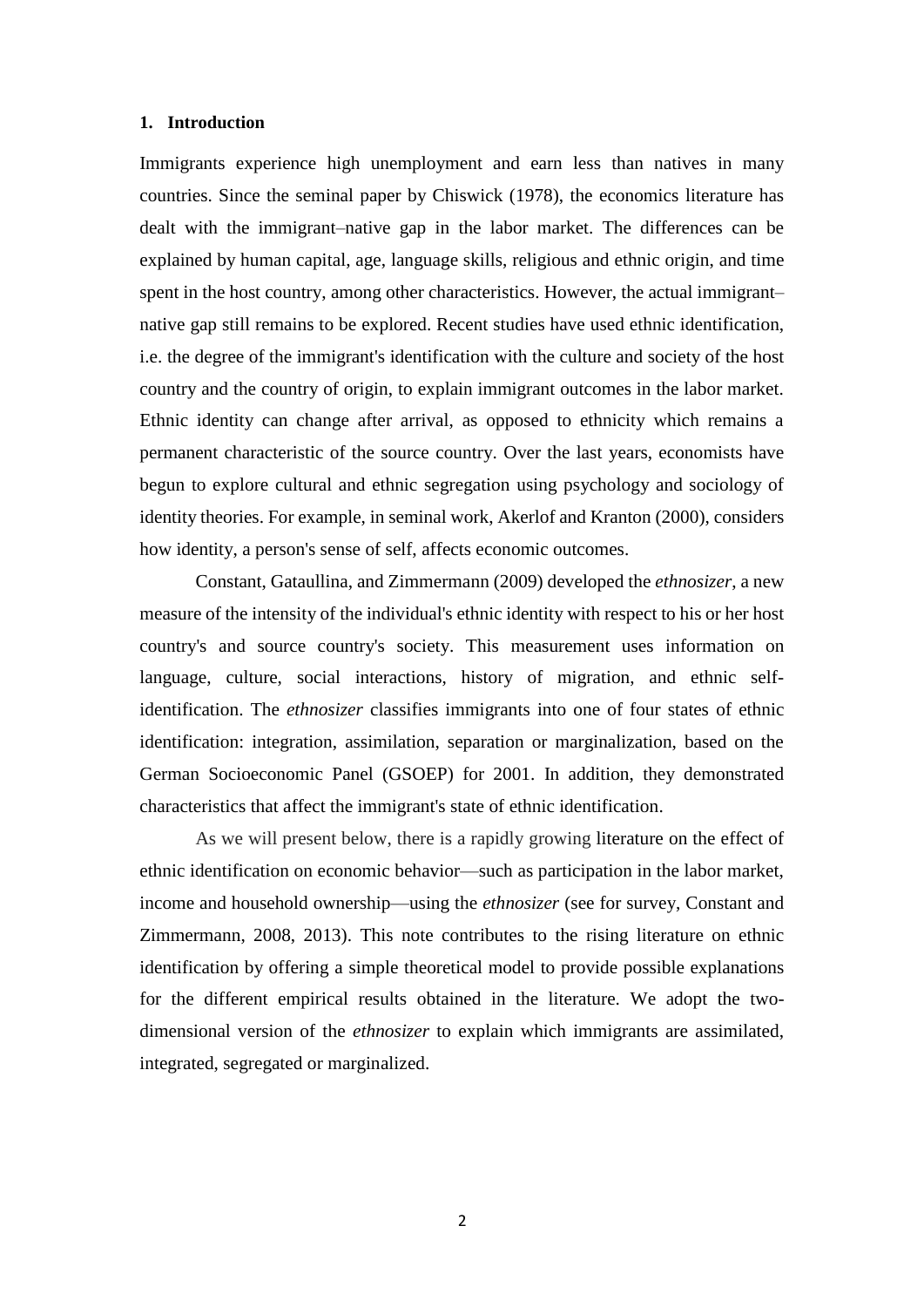## 1. Introduction

Immigrants experience high unemployment and earn less than natives in many countries. Since the seminal paper by Chiswick (1978), the economics literature has dealt with the immigrant–native gap in the labor market. The differences can be explained by human capital, age, language skills, religious and ethnic origin, and time spent in the host country, among other characteristics. However, the actual immigrant–native gap still remains to be explored. Recent studies have used ethnic identification, i.e. the degree of the immigrant's identification with the culture and society of the host country and the country of origin, to explain immigrant outcomes in the labor market. Ethnic identity can change after arrival, as opposed to ethnicity which remains a permanent characteristic of the source country. Over the last years, economists have begun to explore cultural and ethnic segregation using psychology and sociology of identity theories. For example, in seminal work, Akerlof and Kranton (2000), considers how identity, a person's sense of self, affects economic outcomes.

Constant, Gataullina, and Zimmermann (2009) developed the *ethnosizer*, a new measure of the intensity of the individual's ethnic identity with respect to his or her host country's and source country's society. This measurement uses information on language, culture, social interactions, history of migration, and ethnic self-identification. The *ethnosizer* classifies immigrants into one of four states of ethnic identification: integration, assimilation, separation or marginalization, based on the German Socioeconomic Panel (GSOEP) for 2001. In addition, they demonstrated characteristics that affect the immigrant's state of ethnic identification.

As we will present below, there is a rapidly growing literature on the effect of ethnic identification on economic behavior—such as participation in the labor market, income and household ownership—using the *ethnosizer* (see for survey, Constant and Zimmermann, 2008, 2013). This note contributes to the rising literature on ethnic identification by offering a simple theoretical model to provide possible explanations for the different empirical results obtained in the literature. We adopt the two-dimensional version of the *ethnosizer* to explain which immigrants are assimilated, integrated, segregated or marginalized.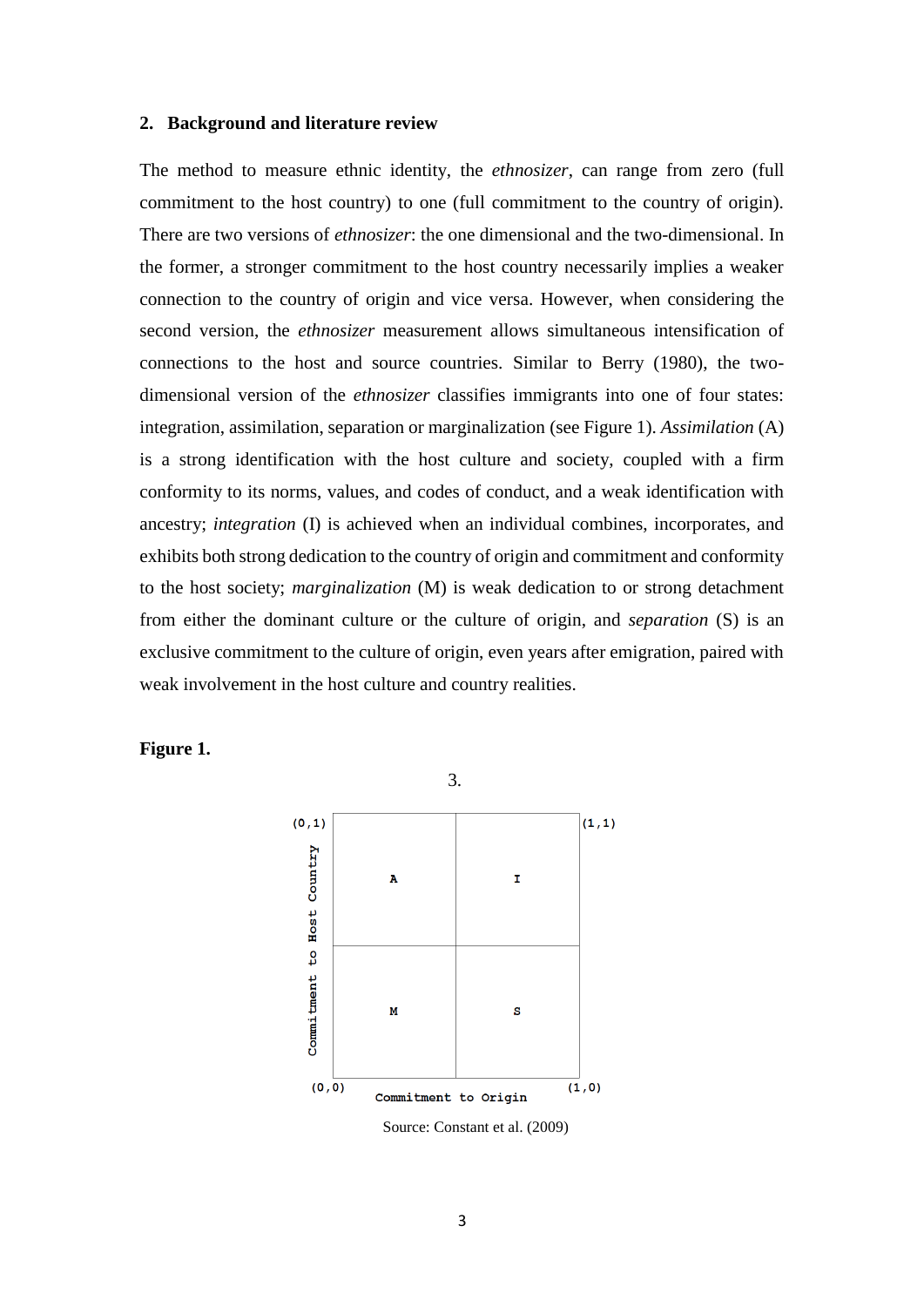## 2. Background and literature review

The method to measure ethnic identity, the *ethnosizer*, can range from zero (full commitment to the host country) to one (full commitment to the country of origin). There are two versions of *ethnosizer*: the one dimensional and the two-dimensional. In the former, a stronger commitment to the host country necessarily implies a weaker connection to the country of origin and vice versa. However, when considering the second version, the *ethnosizer* measurement allows simultaneous intensification of connections to the host and source countries. Similar to Berry (1980), the two-dimensional version of the *ethnosizer* classifies immigrants into one of four states: integration, assimilation, separation or marginalization (see Figure 1). *Assimilation* (A) is a strong identification with the host culture and society, coupled with a firm conformity to its norms, values, and codes of conduct, and a weak identification with ancestry; *integration* (I) is achieved when an individual combines, incorporates, and exhibits both strong dedication to the country of origin and commitment and conformity to the host society; *marginalization* (M) is weak dedication to or strong detachment from either the dominant culture or the culture of origin, and *separation* (S) is an exclusive commitment to the culture of origin, even years after emigration, paired with weak involvement in the host culture and country realities.

**Figure 1.**

3.

| | | |
|---|---|---|
| Commitment to Host Country (0,1) | A | I (1,1) |
| | M | S |
| (0,0) | Commitment to Origin | (1,0) |

Source: Constant et al. (2009)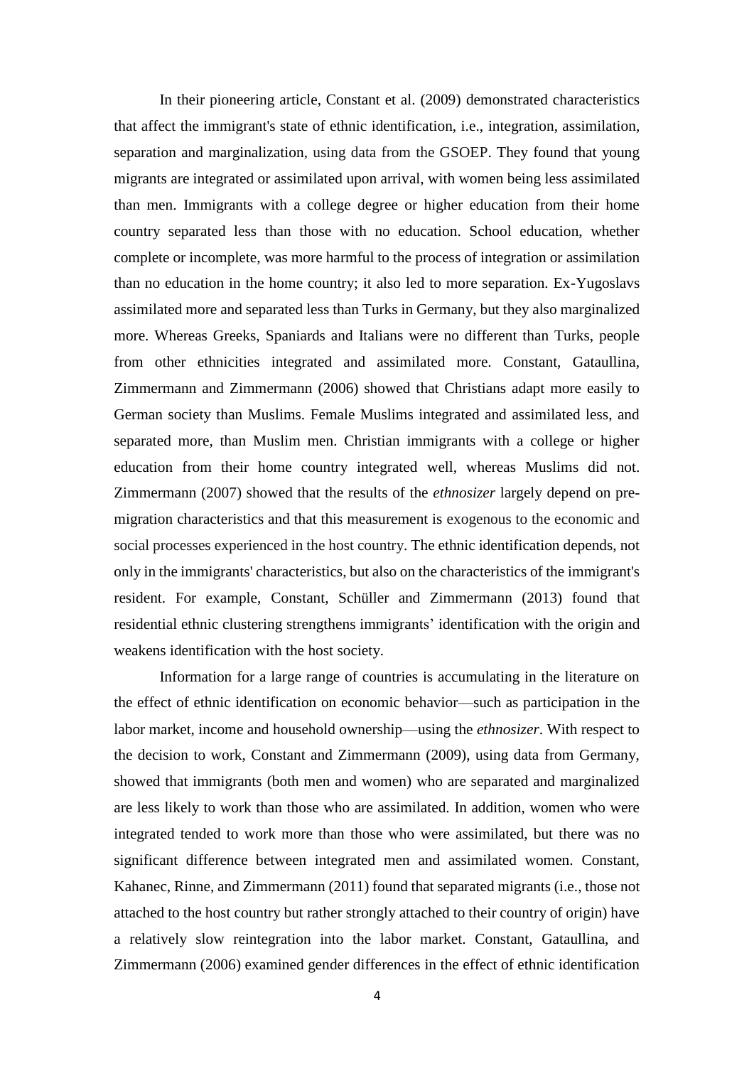In their pioneering article, Constant et al. (2009) demonstrated characteristics that affect the immigrant's state of ethnic identification, i.e., integration, assimilation, separation and marginalization, using data from the GSOEP. They found that young migrants are integrated or assimilated upon arrival, with women being less assimilated than men. Immigrants with a college degree or higher education from their home country separated less than those with no education. School education, whether complete or incomplete, was more harmful to the process of integration or assimilation than no education in the home country; it also led to more separation. Ex-Yugoslavs assimilated more and separated less than Turks in Germany, but they also marginalized more. Whereas Greeks, Spaniards and Italians were no different than Turks, people from other ethnicities integrated and assimilated more. Constant, Gataullina, Zimmermann and Zimmermann (2006) showed that Christians adapt more easily to German society than Muslims. Female Muslims integrated and assimilated less, and separated more, than Muslim men. Christian immigrants with a college or higher education from their home country integrated well, whereas Muslims did not. Zimmermann (2007) showed that the results of the *ethnosizer* largely depend on pre-migration characteristics and that this measurement is exogenous to the economic and social processes experienced in the host country. The ethnic identification depends, not only in the immigrants' characteristics, but also on the characteristics of the immigrant's resident. For example, Constant, Schüller and Zimmermann (2013) found that residential ethnic clustering strengthens immigrants' identification with the origin and weakens identification with the host society.

Information for a large range of countries is accumulating in the literature on the effect of ethnic identification on economic behavior—such as participation in the labor market, income and household ownership—using the *ethnosizer*. With respect to the decision to work, Constant and Zimmermann (2009), using data from Germany, showed that immigrants (both men and women) who are separated and marginalized are less likely to work than those who are assimilated. In addition, women who were integrated tended to work more than those who were assimilated, but there was no significant difference between integrated men and assimilated women. Constant, Kahanec, Rinne, and Zimmermann (2011) found that separated migrants (i.e., those not attached to the host country but rather strongly attached to their country of origin) have a relatively slow reintegration into the labor market. Constant, Gataullina, and Zimmermann (2006) examined gender differences in the effect of ethnic identification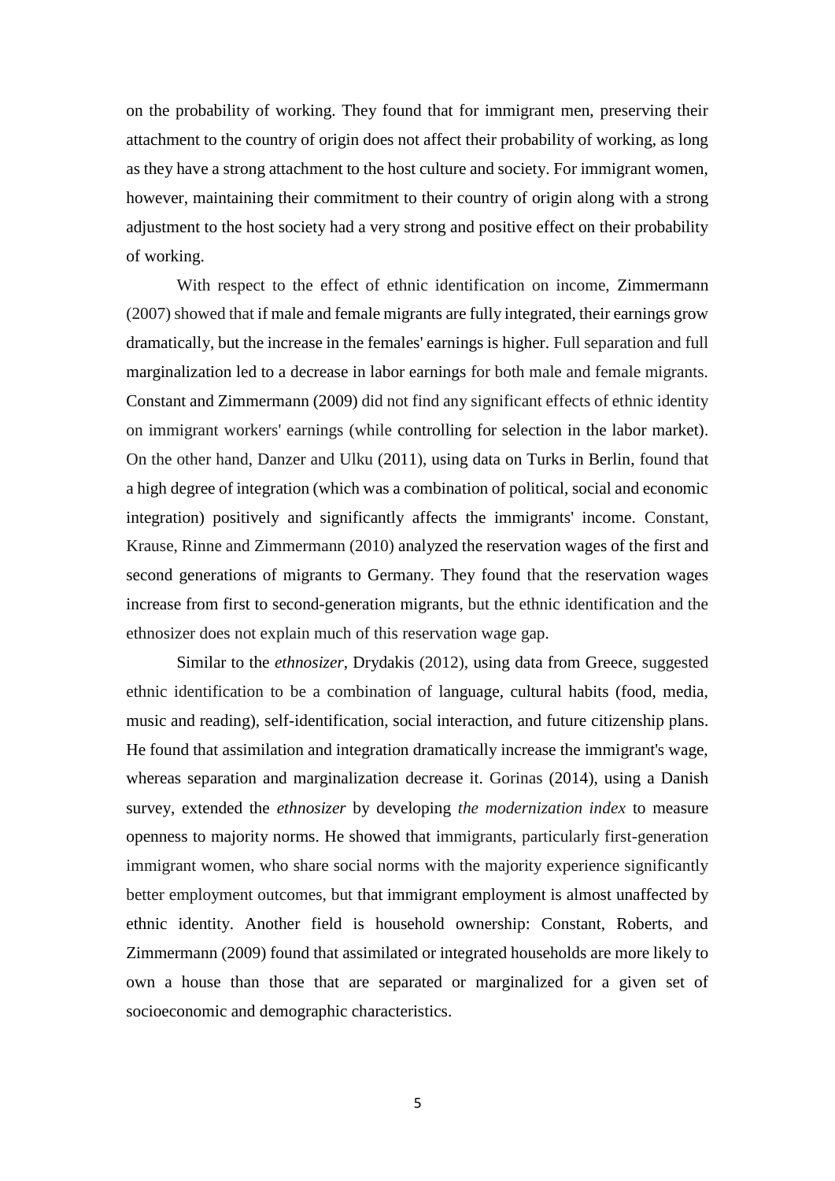on the probability of working. They found that for immigrant men, preserving their attachment to the country of origin does not affect their probability of working, as long as they have a strong attachment to the host culture and society. For immigrant women, however, maintaining their commitment to their country of origin along with a strong adjustment to the host society had a very strong and positive effect on their probability of working.

With respect to the effect of ethnic identification on income, Zimmermann (2007) showed that if male and female migrants are fully integrated, their earnings grow dramatically, but the increase in the females' earnings is higher. Full separation and full marginalization led to a decrease in labor earnings for both male and female migrants. Constant and Zimmermann (2009) did not find any significant effects of ethnic identity on immigrant workers' earnings (while controlling for selection in the labor market). On the other hand, Danzer and Ulku (2011), using data on Turks in Berlin, found that a high degree of integration (which was a combination of political, social and economic integration) positively and significantly affects the immigrants' income. Constant, Krause, Rinne and Zimmermann (2010) analyzed the reservation wages of the first and second generations of migrants to Germany. They found that the reservation wages increase from first to second-generation migrants, but the ethnic identification and the ethnosizer does not explain much of this reservation wage gap.

Similar to the *ethnosizer*, Drydakis (2012), using data from Greece, suggested ethnic identification to be a combination of language, cultural habits (food, media, music and reading), self-identification, social interaction, and future citizenship plans. He found that assimilation and integration dramatically increase the immigrant's wage, whereas separation and marginalization decrease it. Gorinas (2014), using a Danish survey, extended the *ethnosizer* by developing *the modernization index* to measure openness to majority norms. He showed that immigrants, particularly first-generation immigrant women, who share social norms with the majority experience significantly better employment outcomes, but that immigrant employment is almost unaffected by ethnic identity. Another field is household ownership: Constant, Roberts, and Zimmermann (2009) found that assimilated or integrated households are more likely to own a house than those that are separated or marginalized for a given set of socioeconomic and demographic characteristics.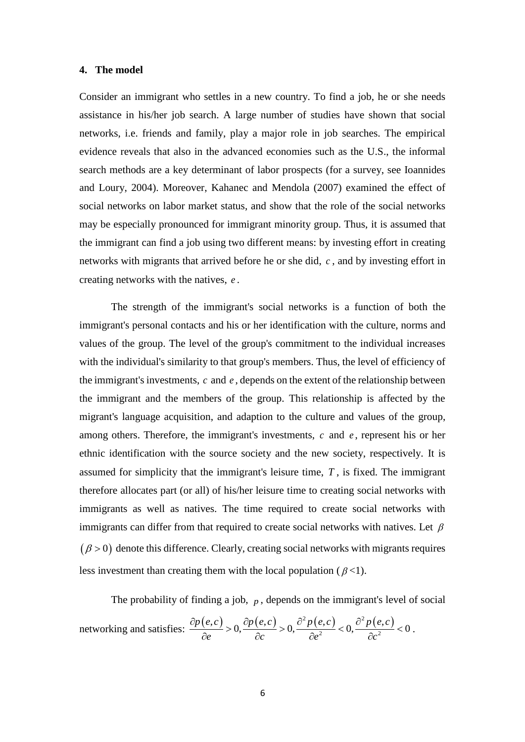## 4. The model

Consider an immigrant who settles in a new country. To find a job, he or she needs assistance in his/her job search. A large number of studies have shown that social networks, i.e. friends and family, play a major role in job searches. The empirical evidence reveals that also in the advanced economies such as the U.S., the informal search methods are a key determinant of labor prospects (for a survey, see Ioannides and Loury, 2004). Moreover, Kahanec and Mendola (2007) examined the effect of social networks on labor market status, and show that the role of the social networks may be especially pronounced for immigrant minority group. Thus, it is assumed that the immigrant can find a job using two different means: by investing effort in creating networks with migrants that arrived before he or she did, $c$, and by investing effort in creating networks with the natives, $e$.

The strength of the immigrant's social networks is a function of both the immigrant's personal contacts and his or her identification with the culture, norms and values of the group. The level of the group's commitment to the individual increases with the individual's similarity to that group's members. Thus, the level of efficiency of the immigrant's investments, $c$ and $e$, depends on the extent of the relationship between the immigrant and the members of the group. This relationship is affected by the migrant's language acquisition, and adaption to the culture and values of the group, among others. Therefore, the immigrant's investments, $c$ and $e$, represent his or her ethnic identification with the source society and the new society, respectively. It is assumed for simplicity that the immigrant's leisure time, $T$, is fixed. The immigrant therefore allocates part (or all) of his/her leisure time to creating social networks with immigrants as well as natives. The time required to create social networks with immigrants can differ from that required to create social networks with natives. Let $\beta$ $(\beta > 0)$ denote this difference. Clearly, creating social networks with migrants requires less investment than creating them with the local population ($\beta$<1).

The probability of finding a job, $p$, depends on the immigrant's level of social networking and satisfies: $\frac{\partial p(e,c)}{\partial e} > 0, \frac{\partial p(e,c)}{\partial c} > 0, \frac{\partial^2 p(e,c)}{\partial e^2} < 0, \frac{\partial^2 p(e,c)}{\partial c^2} < 0$.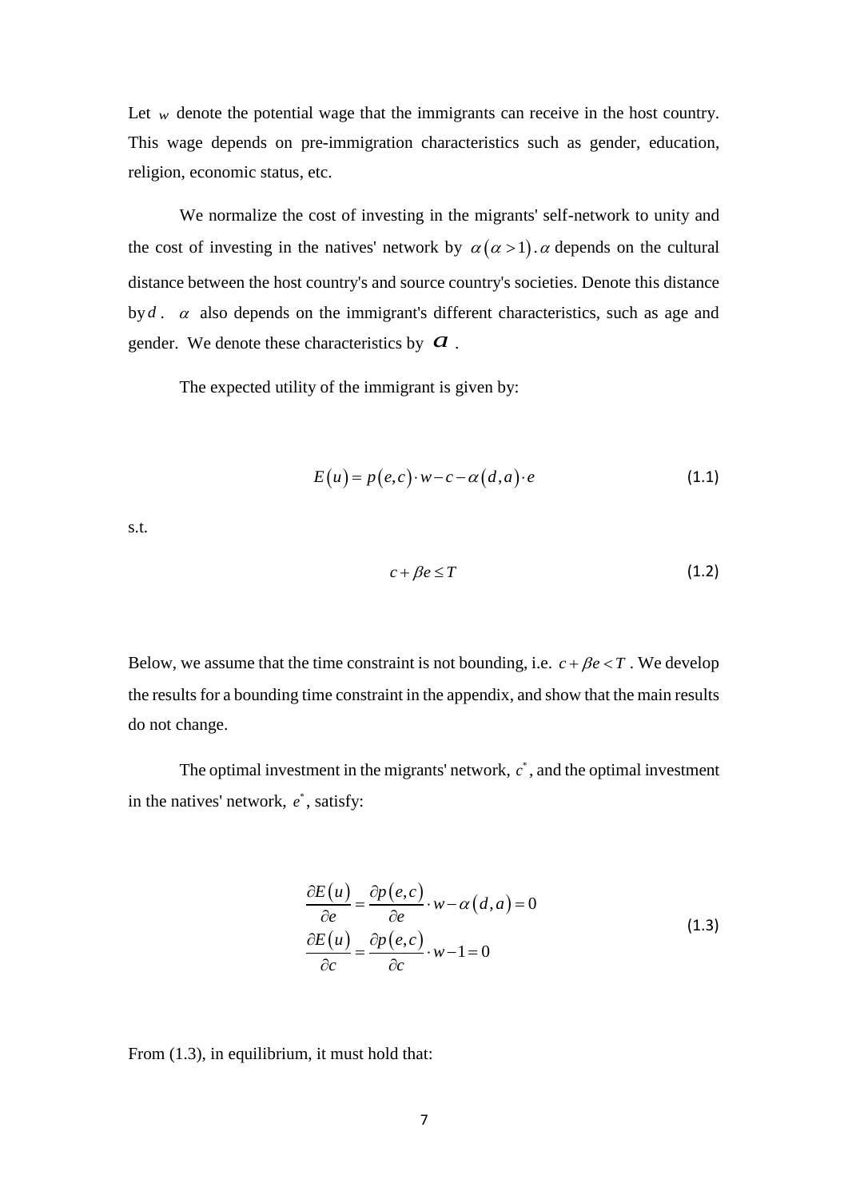Let $w$ denote the potential wage that the immigrants can receive in the host country. This wage depends on pre-immigration characteristics such as gender, education, religion, economic status, etc.

We normalize the cost of investing in the migrants' self-network to unity and the cost of investing in the natives' network by $\alpha\left(\alpha > 1\right)$. $\alpha$ depends on the cultural distance between the host country's and source country's societies. Denote this distance by $d$. $\alpha$ also depends on the immigrant's different characteristics, such as age and gender. We denote these characteristics by $a$.

The expected utility of the immigrant is given by:

$$E\left(u\right) = p\left(e,c\right) \cdot w - c - \alpha\left(d,a\right) \cdot e \tag{1.1}$$

s.t.

$$c + \beta e \leq T \tag{1.2}$$

Below, we assume that the time constraint is not bounding, i.e. $c + \beta e < T$. We develop the results for a bounding time constraint in the appendix, and show that the main results do not change.

The optimal investment in the migrants' network, $c^*$, and the optimal investment in the natives' network, $e^*$, satisfy:

$$\begin{aligned} \frac{\partial E\left(u\right)}{\partial e} &= \frac{\partial p\left(e,c\right)}{\partial e} \cdot w - \alpha\left(d,a\right) = 0 \\ \frac{\partial E\left(u\right)}{\partial c} &= \frac{\partial p\left(e,c\right)}{\partial c} \cdot w - 1 = 0 \end{aligned} \tag{1.3}$$

From (1.3), in equilibrium, it must hold that: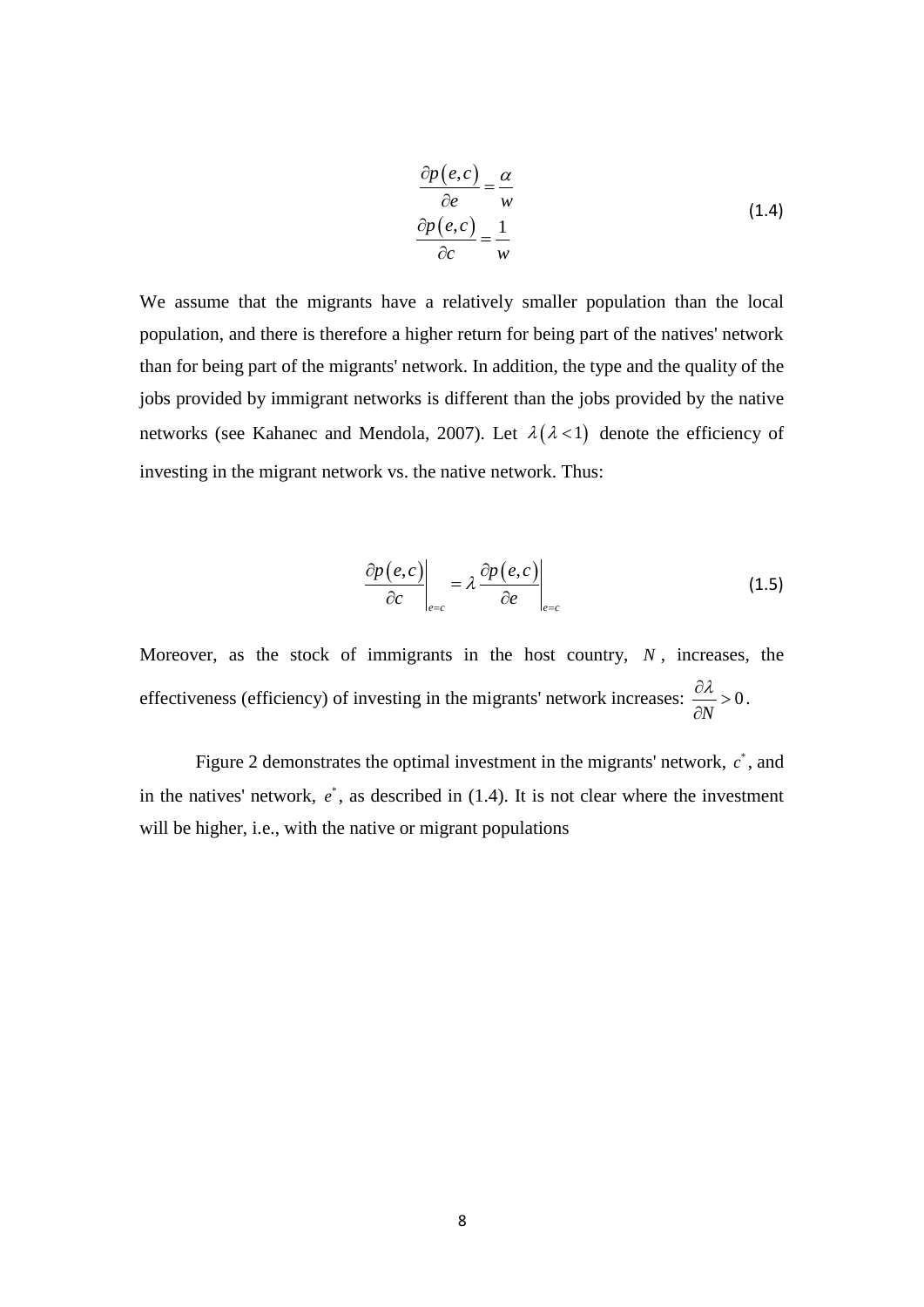$$\frac{\partial p(e,c)}{\partial e} = \frac{\alpha}{w}$$
$$\frac{\partial p(e,c)}{\partial c} = \frac{1}{w} \tag{1.4}$$

We assume that the migrants have a relatively smaller population than the local population, and there is therefore a higher return for being part of the natives' network than for being part of the migrants' network. In addition, the type and the quality of the jobs provided by immigrant networks is different than the jobs provided by the native networks (see Kahanec and Mendola, 2007). Let $\lambda(\lambda < 1)$ denote the efficiency of investing in the migrant network vs. the native network. Thus:

$$\left.\frac{\partial p(e,c)}{\partial c}\right|_{e=c} = \lambda \left.\frac{\partial p(e,c)}{\partial e}\right|_{e=c} \tag{1.5}$$

Moreover, as the stock of immigrants in the host country, $N$, increases, the effectiveness (efficiency) of investing in the migrants' network increases: $\frac{\partial \lambda}{\partial N} > 0$.

Figure 2 demonstrates the optimal investment in the migrants' network, $c^*$, and in the natives' network, $e^*$, as described in (1.4). It is not clear where the investment will be higher, i.e., with the native or migrant populations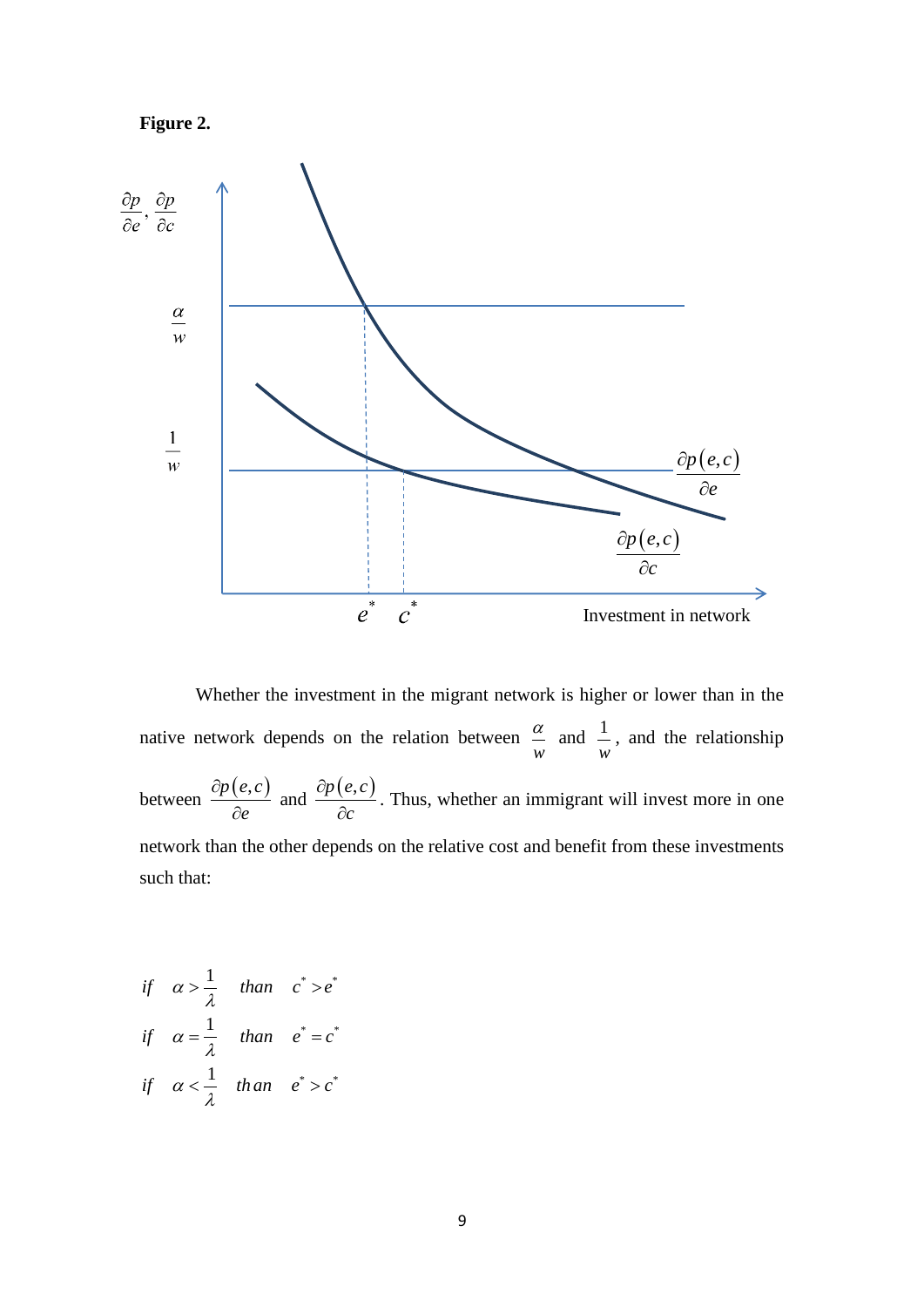**Figure 2.**

Whether the investment in the migrant network is higher or lower than in the native network depends on the relation between $\frac{\alpha}{w}$ and $\frac{1}{w}$, and the relationship between $\frac{\partial p(e,c)}{\partial e}$ and $\frac{\partial p(e,c)}{\partial c}$. Thus, whether an immigrant will invest more in one network than the other depends on the relative cost and benefit from these investments such that:

$$
\begin{aligned}
&if \quad \alpha > \frac{1}{\lambda} \quad than \quad c^* > e^* \\
&if \quad \alpha = \frac{1}{\lambda} \quad than \quad e^* = c^* \\
&if \quad \alpha < \frac{1}{\lambda} \quad than \quad e^* > c^*
\end{aligned}
$$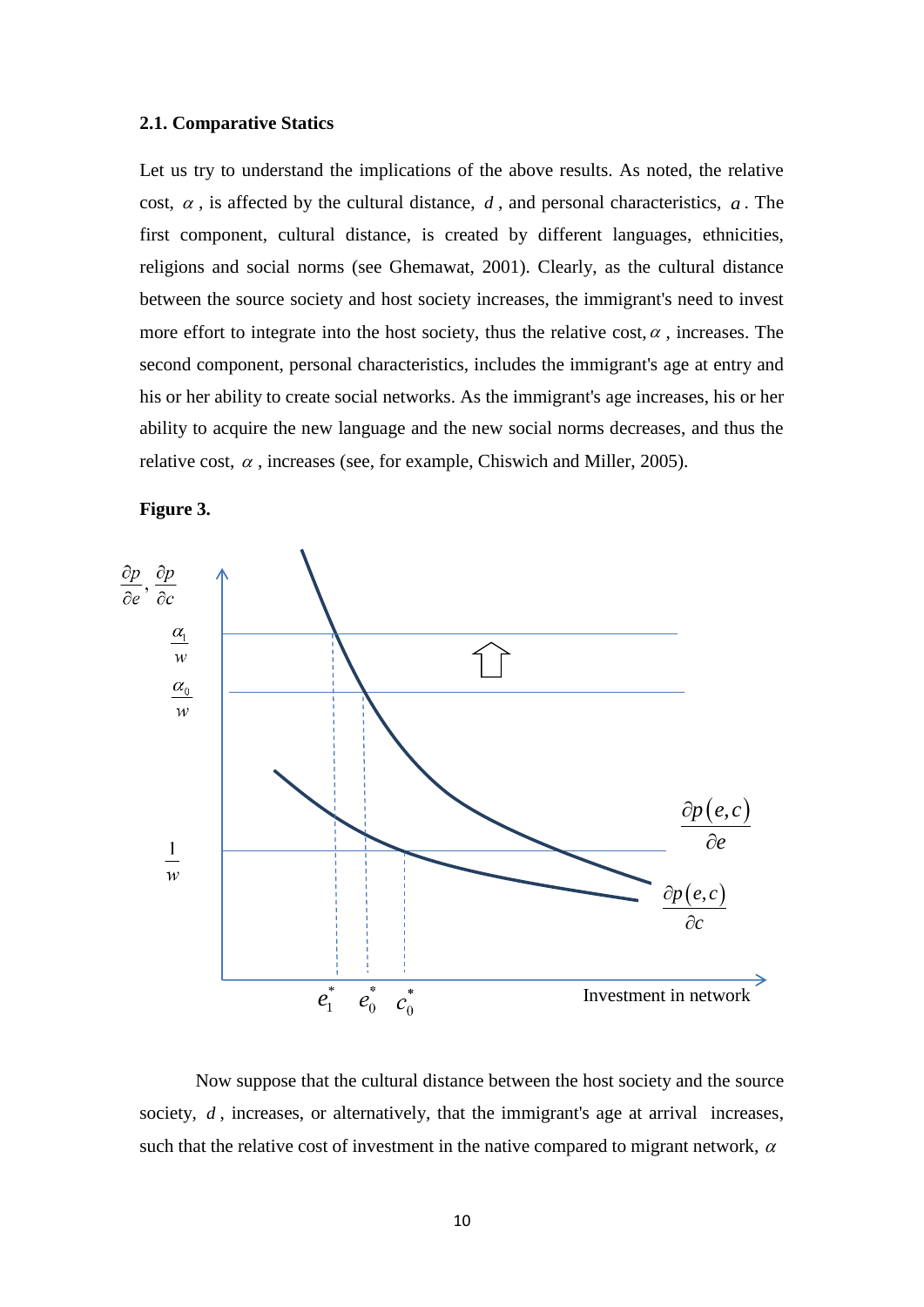### 2.1. Comparative Statics

Let us try to understand the implications of the above results. As noted, the relative cost, $\alpha$, is affected by the cultural distance, $d$, and personal characteristics, $a$. The first component, cultural distance, is created by different languages, ethnicities, religions and social norms (see Ghemawat, 2001). Clearly, as the cultural distance between the source society and host society increases, the immigrant's need to invest more effort to integrate into the host society, thus the relative cost, $\alpha$, increases. The second component, personal characteristics, includes the immigrant's age at entry and his or her ability to create social networks. As the immigrant's age increases, his or her ability to acquire the new language and the new social norms decreases, and thus the relative cost, $\alpha$, increases (see, for example, Chiswich and Miller, 2005).

**Figure 3.**

Now suppose that the cultural distance between the host society and the source society, $d$, increases, or alternatively, that the immigrant's age at arrival increases, such that the relative cost of investment in the native compared to migrant network, $\alpha$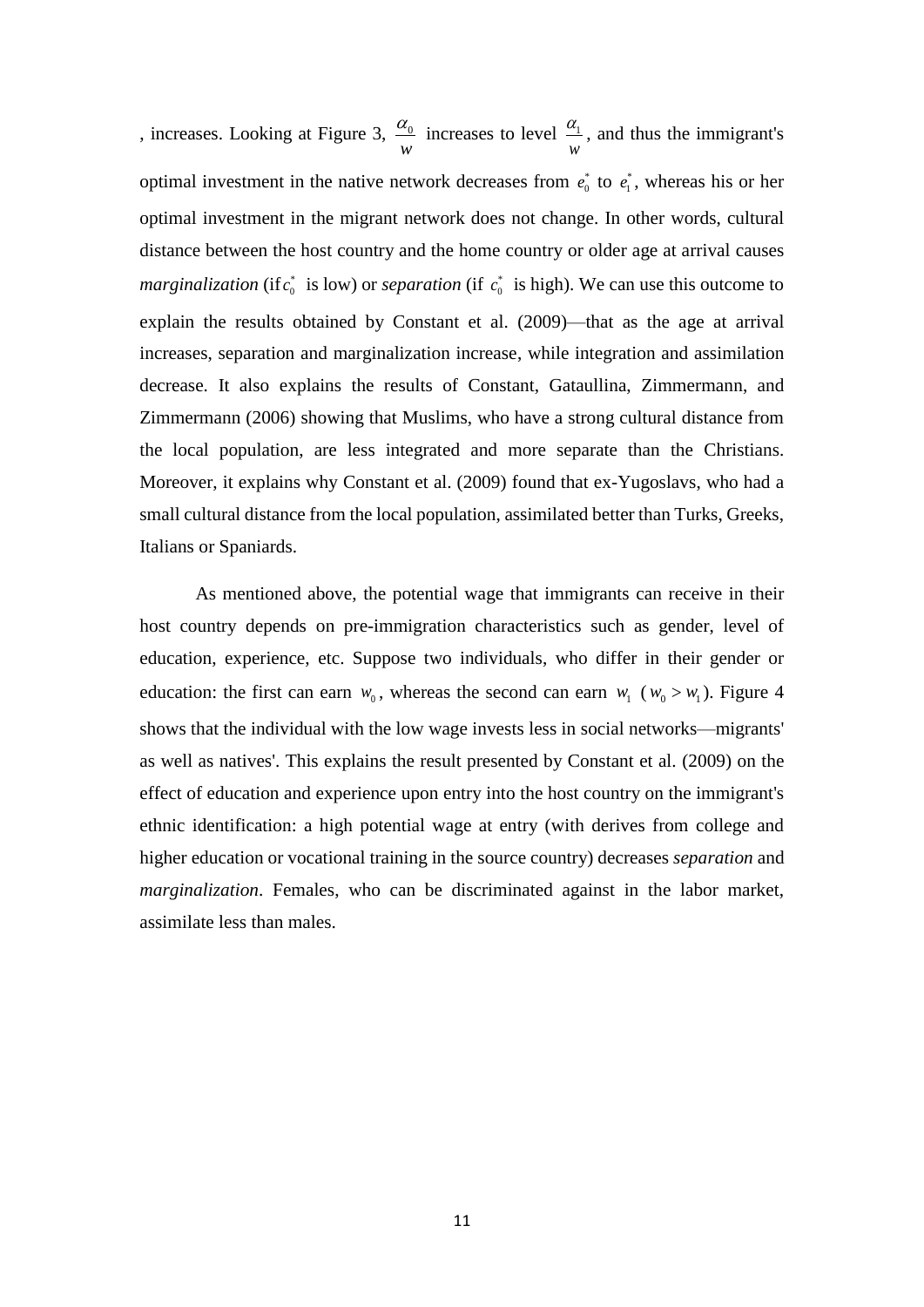, increases. Looking at Figure 3, $\frac{\alpha_0}{w}$ increases to level $\frac{\alpha_1}{w}$, and thus the immigrant's optimal investment in the native network decreases from $e_0^*$ to $e_1^*$, whereas his or her optimal investment in the migrant network does not change. In other words, cultural distance between the host country and the home country or older age at arrival causes *marginalization* (if $c_0^*$ is low) or *separation* (if $c_0^*$ is high). We can use this outcome to explain the results obtained by Constant et al. (2009)—that as the age at arrival increases, separation and marginalization increase, while integration and assimilation decrease. It also explains the results of Constant, Gataullina, Zimmermann, and Zimmermann (2006) showing that Muslims, who have a strong cultural distance from the local population, are less integrated and more separate than the Christians. Moreover, it explains why Constant et al. (2009) found that ex-Yugoslavs, who had a small cultural distance from the local population, assimilated better than Turks, Greeks, Italians or Spaniards.

As mentioned above, the potential wage that immigrants can receive in their host country depends on pre-immigration characteristics such as gender, level of education, experience, etc. Suppose two individuals, who differ in their gender or education: the first can earn $w_0$, whereas the second can earn $w_1$ ($w_0 > w_1$). Figure 4 shows that the individual with the low wage invests less in social networks—migrants' as well as natives'. This explains the result presented by Constant et al. (2009) on the effect of education and experience upon entry into the host country on the immigrant's ethnic identification: a high potential wage at entry (with derives from college and higher education or vocational training in the source country) decreases *separation* and *marginalization*. Females, who can be discriminated against in the labor market, assimilate less than males.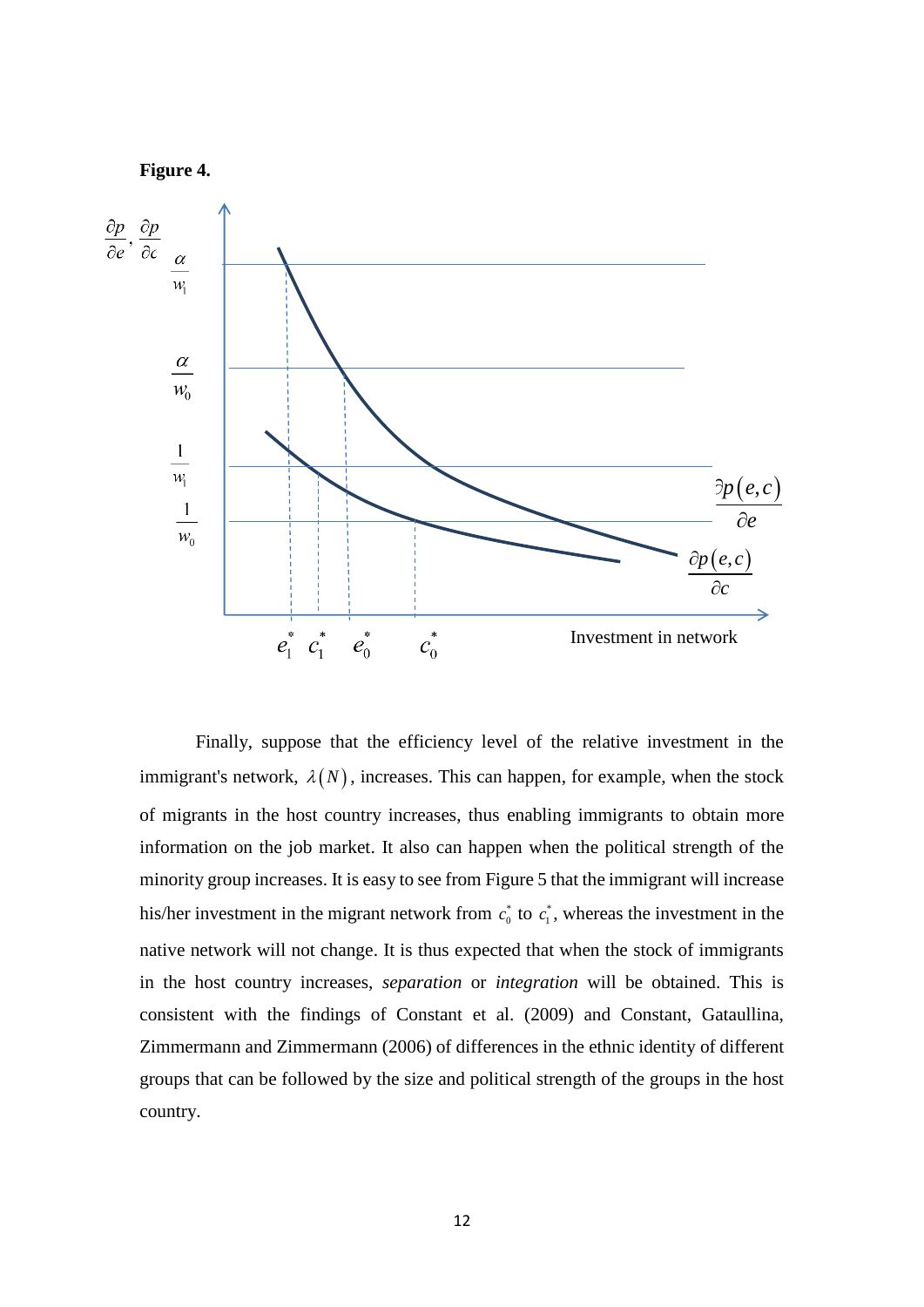**Figure 4.**

Finally, suppose that the efficiency level of the relative investment in the immigrant's network, $\lambda(N)$, increases. This can happen, for example, when the stock of migrants in the host country increases, thus enabling immigrants to obtain more information on the job market. It also can happen when the political strength of the minority group increases. It is easy to see from Figure 5 that the immigrant will increase his/her investment in the migrant network from $c_0^*$ to $c_1^*$, whereas the investment in the native network will not change. It is thus expected that when the stock of immigrants in the host country increases, *separation* or *integration* will be obtained. This is consistent with the findings of Constant et al. (2009) and Constant, Gataullina, Zimmermann and Zimmermann (2006) of differences in the ethnic identity of different groups that can be followed by the size and political strength of the groups in the host country.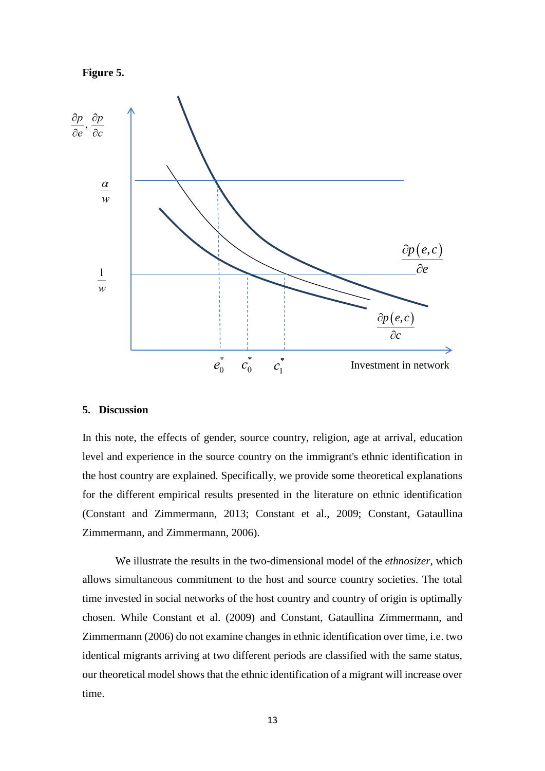**Figure 5.**

## 5. Discussion

In this note, the effects of gender, source country, religion, age at arrival, education level and experience in the source country on the immigrant's ethnic identification in the host country are explained. Specifically, we provide some theoretical explanations for the different empirical results presented in the literature on ethnic identification (Constant and Zimmermann, 2013; Constant et al., 2009; Constant, Gataullina Zimmermann, and Zimmermann, 2006).

We illustrate the results in the two-dimensional model of the *ethnosizer*, which allows simultaneous commitment to the host and source country societies. The total time invested in social networks of the host country and country of origin is optimally chosen. While Constant et al. (2009) and Constant, Gataullina Zimmermann, and Zimmermann (2006) do not examine changes in ethnic identification over time, i.e. two identical migrants arriving at two different periods are classified with the same status, our theoretical model shows that the ethnic identification of a migrant will increase over time.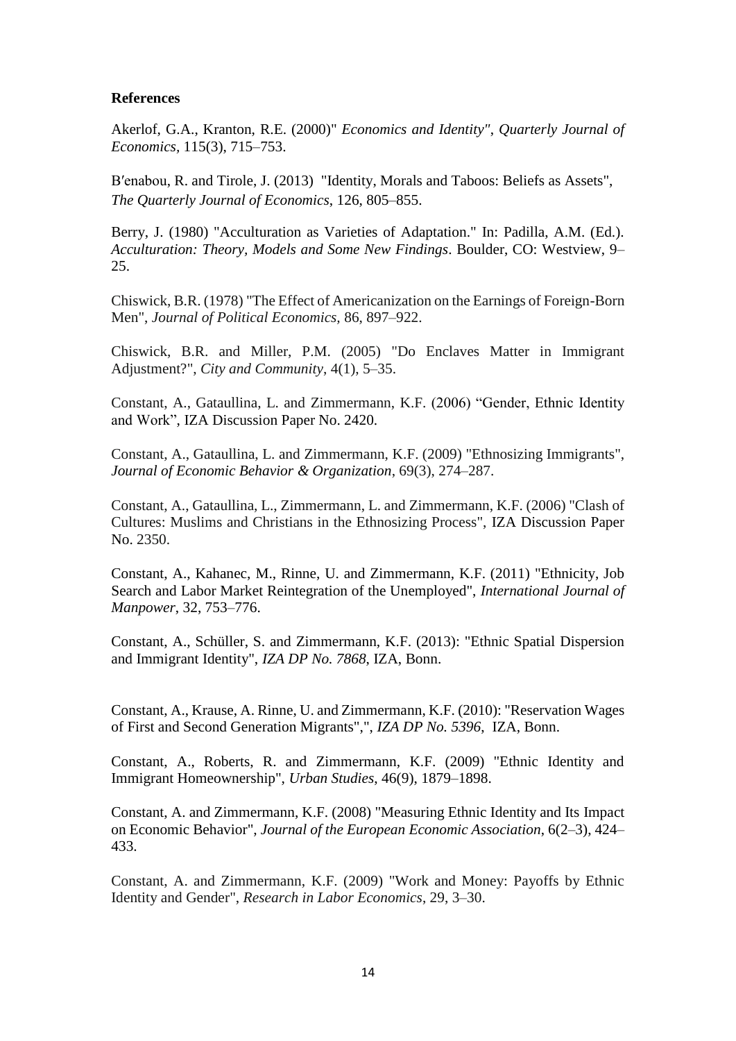**References**

Akerlof, G.A., Kranton, R.E. (2000)" *Economics and Identity"*, *Quarterly Journal of Economics*, 115(3), 715–753.

B′enabou, R. and Tirole, J. (2013) "Identity, Morals and Taboos: Beliefs as Assets", *The Quarterly Journal of Economics*, 126, 805–855.

Berry, J. (1980) "Acculturation as Varieties of Adaptation." In: Padilla, A.M. (Ed.). *Acculturation: Theory, Models and Some New Findings*. Boulder, CO: Westview, 9–25.

Chiswick, B.R. (1978) "The Effect of Americanization on the Earnings of Foreign-Born Men", *Journal of Political Economics*, 86, 897–922.

Chiswick, B.R. and Miller, P.M. (2005) "Do Enclaves Matter in Immigrant Adjustment?", *City and Community*, 4(1), 5–35.

Constant, A., Gataullina, L. and Zimmermann, K.F. (2006) "Gender, Ethnic Identity and Work", IZA Discussion Paper No. 2420.

Constant, A., Gataullina, L. and Zimmermann, K.F. (2009) "Ethnosizing Immigrants", *Journal of Economic Behavior & Organization*, 69(3), 274–287.

Constant, A., Gataullina, L., Zimmermann, L. and Zimmermann, K.F. (2006) "Clash of Cultures: Muslims and Christians in the Ethnosizing Process", IZA Discussion Paper No. 2350.

Constant, A., Kahanec, M., Rinne, U. and Zimmermann, K.F. (2011) "Ethnicity, Job Search and Labor Market Reintegration of the Unemployed", *International Journal of Manpower*, 32, 753–776.

Constant, A., Schüller, S. and Zimmermann, K.F. (2013): "Ethnic Spatial Dispersion and Immigrant Identity", *IZA DP No. 7868*, IZA, Bonn.

Constant, A., Krause, A. Rinne, U. and Zimmermann, K.F. (2010): "Reservation Wages of First and Second Generation Migrants",", *IZA DP No. 5396*, IZA, Bonn.

Constant, A., Roberts, R. and Zimmermann, K.F. (2009) "Ethnic Identity and Immigrant Homeownership", *Urban Studies*, 46(9), 1879–1898.

Constant, A. and Zimmermann, K.F. (2008) "Measuring Ethnic Identity and Its Impact on Economic Behavior", *Journal of the European Economic Association*, 6(2–3), 424–433.

Constant, A. and Zimmermann, K.F. (2009) "Work and Money: Payoffs by Ethnic Identity and Gender", *Research in Labor Economics*, 29, 3–30.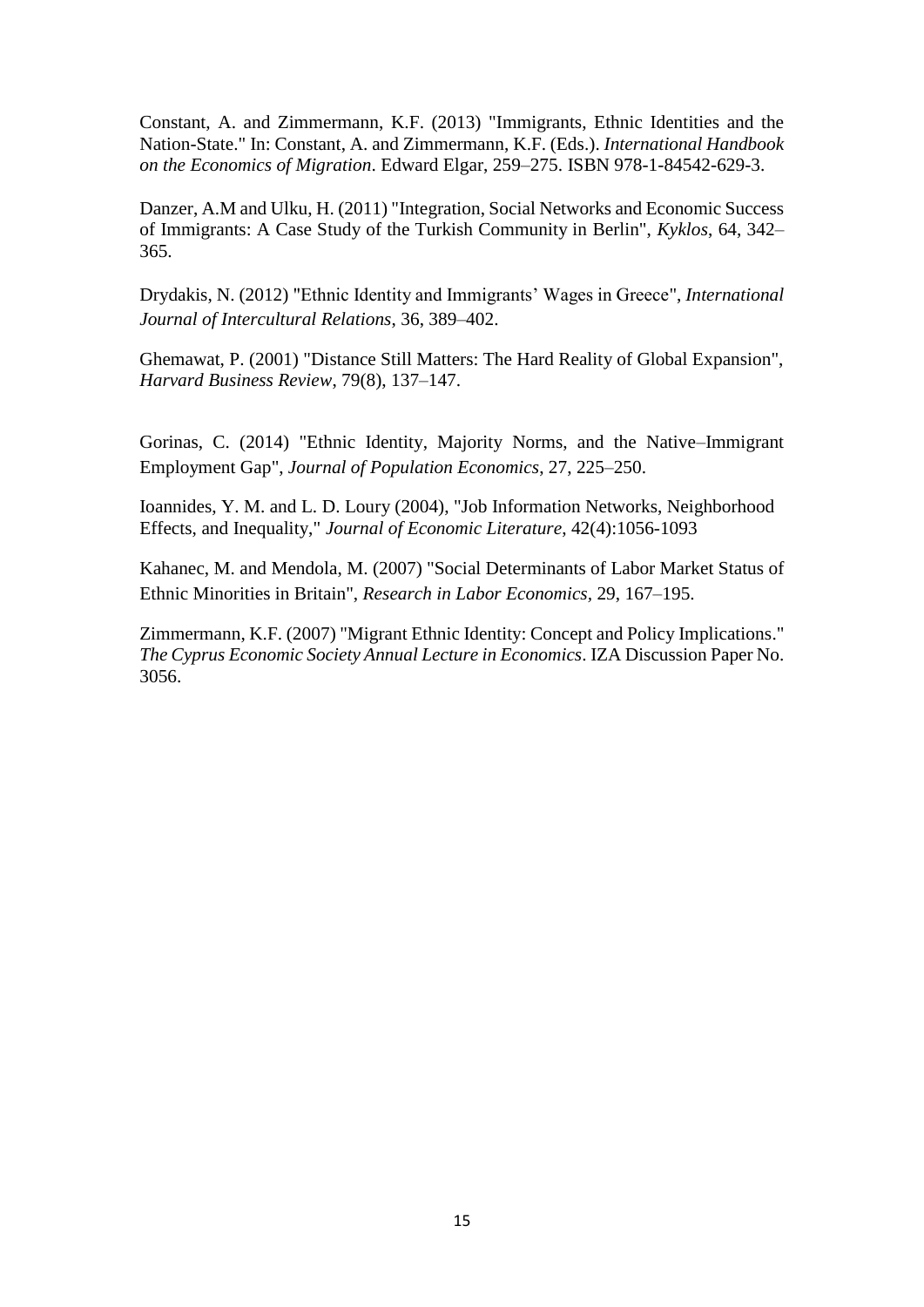Constant, A. and Zimmermann, K.F. (2013) "Immigrants, Ethnic Identities and the Nation-State." In: Constant, A. and Zimmermann, K.F. (Eds.). *International Handbook on the Economics of Migration*. Edward Elgar, 259–275. ISBN 978-1-84542-629-3.

Danzer, A.M and Ulku, H. (2011) "Integration, Social Networks and Economic Success of Immigrants: A Case Study of the Turkish Community in Berlin", *Kyklos*, 64, 342–365.

Drydakis, N. (2012) "Ethnic Identity and Immigrants' Wages in Greece", *International Journal of Intercultural Relations*, 36, 389–402.

Ghemawat, P. (2001) "Distance Still Matters: The Hard Reality of Global Expansion", *Harvard Business Review*, 79(8), 137–147.

Gorinas, C. (2014) "Ethnic Identity, Majority Norms, and the Native–Immigrant Employment Gap", *Journal of Population Economics*, 27, 225–250.

Ioannides, Y. M. and L. D. Loury (2004), "Job Information Networks, Neighborhood Effects, and Inequality," *Journal of Economic Literature*, 42(4):1056-1093

Kahanec, M. and Mendola, M. (2007) "Social Determinants of Labor Market Status of Ethnic Minorities in Britain", *Research in Labor Economics,* 29, 167–195.

Zimmermann, K.F. (2007) "Migrant Ethnic Identity: Concept and Policy Implications." *The Cyprus Economic Society Annual Lecture in Economics*. IZA Discussion Paper No. 3056.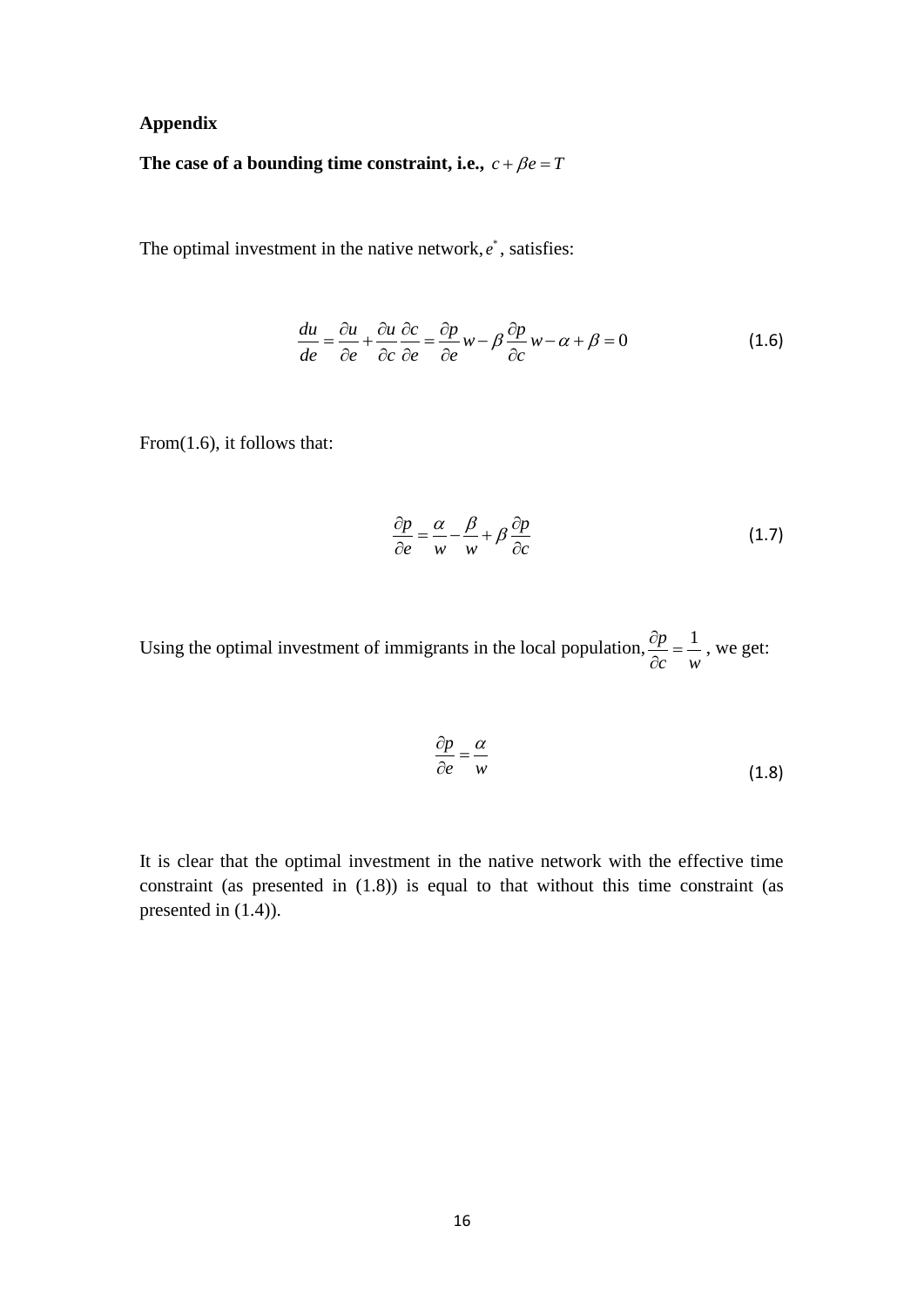**Appendix**

**The case of a bounding time constraint, i.e.,** $c + \beta e = T$

The optimal investment in the native network, $e^*$, satisfies:

$$\frac{du}{de} = \frac{\partial u}{\partial e} + \frac{\partial u}{\partial c}\frac{\partial c}{\partial e} = \frac{\partial p}{\partial e}w - \beta\frac{\partial p}{\partial c}w - \alpha + \beta = 0 \tag{1.6}$$

From(1.6), it follows that:

$$\frac{\partial p}{\partial e} = \frac{\alpha}{w} - \frac{\beta}{w} + \beta\frac{\partial p}{\partial c} \tag{1.7}$$

Using the optimal investment of immigrants in the local population, $\frac{\partial p}{\partial c} = \frac{1}{w}$, we get:

$$\frac{\partial p}{\partial e} = \frac{\alpha}{w} \tag{1.8}$$

It is clear that the optimal investment in the native network with the effective time constraint (as presented in (1.8)) is equal to that without this time constraint (as presented in (1.4)).